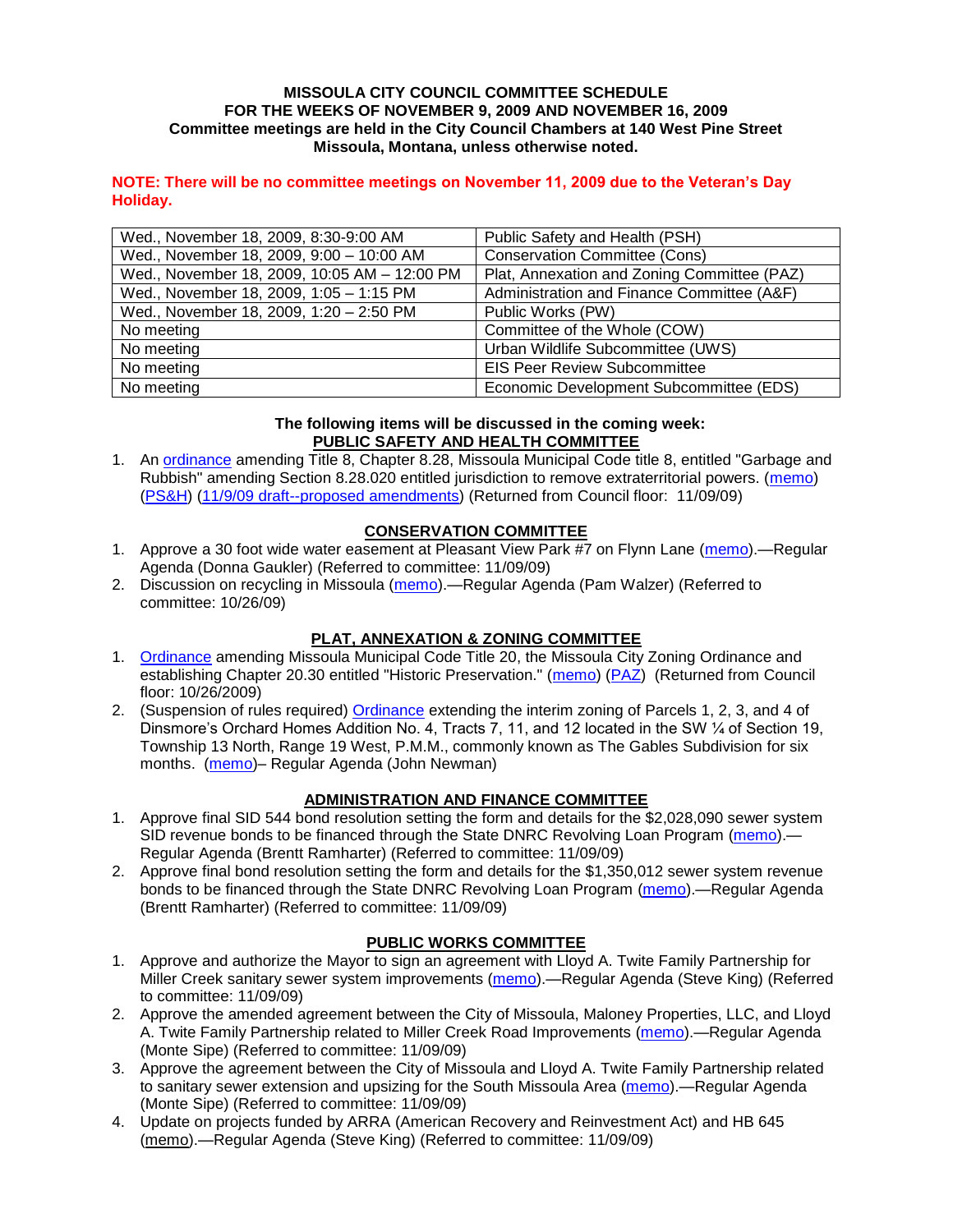**MISSOULA CITY COUNCIL COMMITTEE SCHEDULE**
**FOR THE WEEKS OF NOVEMBER 9, 2009 AND NOVEMBER 16, 2009**
**Committee meetings are held in the City Council Chambers at 140 West Pine Street**
**Missoula, Montana, unless otherwise noted.**

**NOTE: There will be no committee meetings on November 11, 2009 due to the Veteran's Day Holiday.**

| | |
|---|---|
| Wed., November 18, 2009, 8:30-9:00 AM | Public Safety and Health (PSH) |
| Wed., November 18, 2009, 9:00 – 10:00 AM | Conservation Committee (Cons) |
| Wed., November 18, 2009, 10:05 AM – 12:00 PM | Plat, Annexation and Zoning Committee (PAZ) |
| Wed., November 18, 2009, 1:05 – 1:15 PM | Administration and Finance Committee (A&F) |
| Wed., November 18, 2009, 1:20 – 2:50 PM | Public Works (PW) |
| No meeting | Committee of the Whole (COW) |
| No meeting | Urban Wildlife Subcommittee (UWS) |
| No meeting | EIS Peer Review Subcommittee |
| No meeting | Economic Development Subcommittee (EDS) |

**The following items will be discussed in the coming week:**

**PUBLIC SAFETY AND HEALTH COMMITTEE**

1. An ordinance amending Title 8, Chapter 8.28, Missoula Municipal Code title 8, entitled "Garbage and Rubbish" amending Section 8.28.020 entitled jurisdiction to remove extraterritorial powers. (memo) (PS&H) (11/9/09 draft--proposed amendments) (Returned from Council floor: 11/09/09)

**CONSERVATION COMMITTEE**

1. Approve a 30 foot wide water easement at Pleasant View Park #7 on Flynn Lane (memo).—Regular Agenda (Donna Gaukler) (Referred to committee: 11/09/09)
2. Discussion on recycling in Missoula (memo).—Regular Agenda (Pam Walzer) (Referred to committee: 10/26/09)

**PLAT, ANNEXATION & ZONING COMMITTEE**

1. Ordinance amending Missoula Municipal Code Title 20, the Missoula City Zoning Ordinance and establishing Chapter 20.30 entitled "Historic Preservation." (memo) (PAZ) (Returned from Council floor: 10/26/2009)
2. (Suspension of rules required) Ordinance extending the interim zoning of Parcels 1, 2, 3, and 4 of Dinsmore's Orchard Homes Addition No. 4, Tracts 7, 11, and 12 located in the SW ¼ of Section 19, Township 13 North, Range 19 West, P.M.M., commonly known as The Gables Subdivision for six months. (memo)– Regular Agenda (John Newman)

**ADMINISTRATION AND FINANCE COMMITTEE**

1. Approve final SID 544 bond resolution setting the form and details for the $2,028,090 sewer system SID revenue bonds to be financed through the State DNRC Revolving Loan Program (memo).—Regular Agenda (Brentt Ramharter) (Referred to committee: 11/09/09)
2. Approve final bond resolution setting the form and details for the $1,350,012 sewer system revenue bonds to be financed through the State DNRC Revolving Loan Program (memo).—Regular Agenda (Brentt Ramharter) (Referred to committee: 11/09/09)

**PUBLIC WORKS COMMITTEE**

1. Approve and authorize the Mayor to sign an agreement with Lloyd A. Twite Family Partnership for Miller Creek sanitary sewer system improvements (memo).—Regular Agenda (Steve King) (Referred to committee: 11/09/09)
2. Approve the amended agreement between the City of Missoula, Maloney Properties, LLC, and Lloyd A. Twite Family Partnership related to Miller Creek Road Improvements (memo).—Regular Agenda (Monte Sipe) (Referred to committee: 11/09/09)
3. Approve the agreement between the City of Missoula and Lloyd A. Twite Family Partnership related to sanitary sewer extension and upsizing for the South Missoula Area (memo).—Regular Agenda (Monte Sipe) (Referred to committee: 11/09/09)
4. Update on projects funded by ARRA (American Recovery and Reinvestment Act) and HB 645 (memo).—Regular Agenda (Steve King) (Referred to committee: 11/09/09)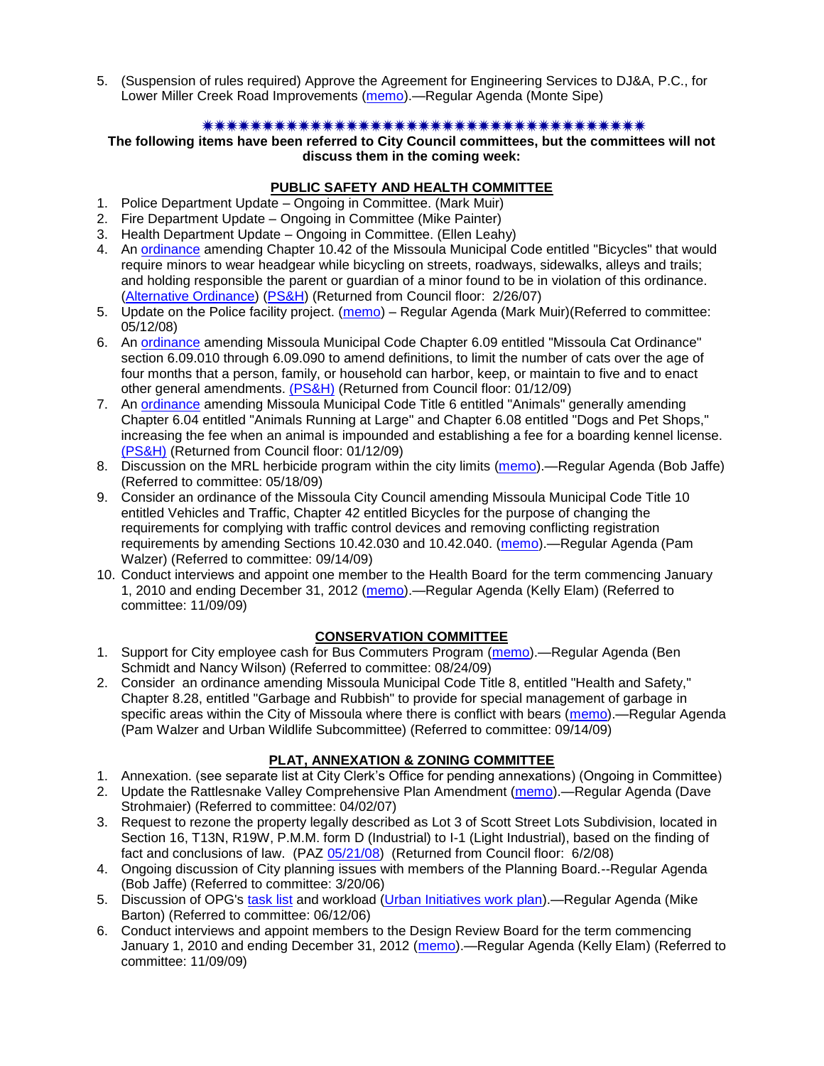5. (Suspension of rules required) Approve the Agreement for Engineering Services to DJ&A, P.C., for Lower Miller Creek Road Improvements (memo).—Regular Agenda (Monte Sipe)

✷✷✷✷✷✷✷✷✷✷✷✷✷✷✷✷✷✷✷✷✷✷✷✷✷✷✷✷✷✷✷✷✷✷✷✷✷✷✷✷✷✷✷✷✷

**The following items have been referred to City Council committees, but the committees will not discuss them in the coming week:**

## PUBLIC SAFETY AND HEALTH COMMITTEE

1. Police Department Update – Ongoing in Committee. (Mark Muir)
2. Fire Department Update – Ongoing in Committee (Mike Painter)
3. Health Department Update – Ongoing in Committee. (Ellen Leahy)
4. An ordinance amending Chapter 10.42 of the Missoula Municipal Code entitled "Bicycles" that would require minors to wear headgear while bicycling on streets, roadways, sidewalks, alleys and trails; and holding responsible the parent or guardian of a minor found to be in violation of this ordinance. (Alternative Ordinance) (PS&H) (Returned from Council floor: 2/26/07)
5. Update on the Police facility project. (memo) – Regular Agenda (Mark Muir)(Referred to committee: 05/12/08)
6. An ordinance amending Missoula Municipal Code Chapter 6.09 entitled "Missoula Cat Ordinance" section 6.09.010 through 6.09.090 to amend definitions, to limit the number of cats over the age of four months that a person, family, or household can harbor, keep, or maintain to five and to enact other general amendments. (PS&H) (Returned from Council floor: 01/12/09)
7. An ordinance amending Missoula Municipal Code Title 6 entitled "Animals" generally amending Chapter 6.04 entitled "Animals Running at Large" and Chapter 6.08 entitled "Dogs and Pet Shops," increasing the fee when an animal is impounded and establishing a fee for a boarding kennel license. (PS&H) (Returned from Council floor: 01/12/09)
8. Discussion on the MRL herbicide program within the city limits (memo).—Regular Agenda (Bob Jaffe) (Referred to committee: 05/18/09)
9. Consider an ordinance of the Missoula City Council amending Missoula Municipal Code Title 10 entitled Vehicles and Traffic, Chapter 42 entitled Bicycles for the purpose of changing the requirements for complying with traffic control devices and removing conflicting registration requirements by amending Sections 10.42.030 and 10.42.040. (memo).—Regular Agenda (Pam Walzer) (Referred to committee: 09/14/09)
10. Conduct interviews and appoint one member to the Health Board for the term commencing January 1, 2010 and ending December 31, 2012 (memo).—Regular Agenda (Kelly Elam) (Referred to committee: 11/09/09)

## CONSERVATION COMMITTEE

1. Support for City employee cash for Bus Commuters Program (memo).—Regular Agenda (Ben Schmidt and Nancy Wilson) (Referred to committee: 08/24/09)
2. Consider an ordinance amending Missoula Municipal Code Title 8, entitled "Health and Safety," Chapter 8.28, entitled "Garbage and Rubbish" to provide for special management of garbage in specific areas within the City of Missoula where there is conflict with bears (memo).—Regular Agenda (Pam Walzer and Urban Wildlife Subcommittee) (Referred to committee: 09/14/09)

## PLAT, ANNEXATION & ZONING COMMITTEE

1. Annexation. (see separate list at City Clerk's Office for pending annexations) (Ongoing in Committee)
2. Update the Rattlesnake Valley Comprehensive Plan Amendment (memo).—Regular Agenda (Dave Strohmaier) (Referred to committee: 04/02/07)
3. Request to rezone the property legally described as Lot 3 of Scott Street Lots Subdivision, located in Section 16, T13N, R19W, P.M.M. form D (Industrial) to I-1 (Light Industrial), based on the finding of fact and conclusions of law. (PAZ 05/21/08) (Returned from Council floor: 6/2/08)
4. Ongoing discussion of City planning issues with members of the Planning Board.--Regular Agenda (Bob Jaffe) (Referred to committee: 3/20/06)
5. Discussion of OPG's task list and workload (Urban Initiatives work plan).—Regular Agenda (Mike Barton) (Referred to committee: 06/12/06)
6. Conduct interviews and appoint members to the Design Review Board for the term commencing January 1, 2010 and ending December 31, 2012 (memo).—Regular Agenda (Kelly Elam) (Referred to committee: 11/09/09)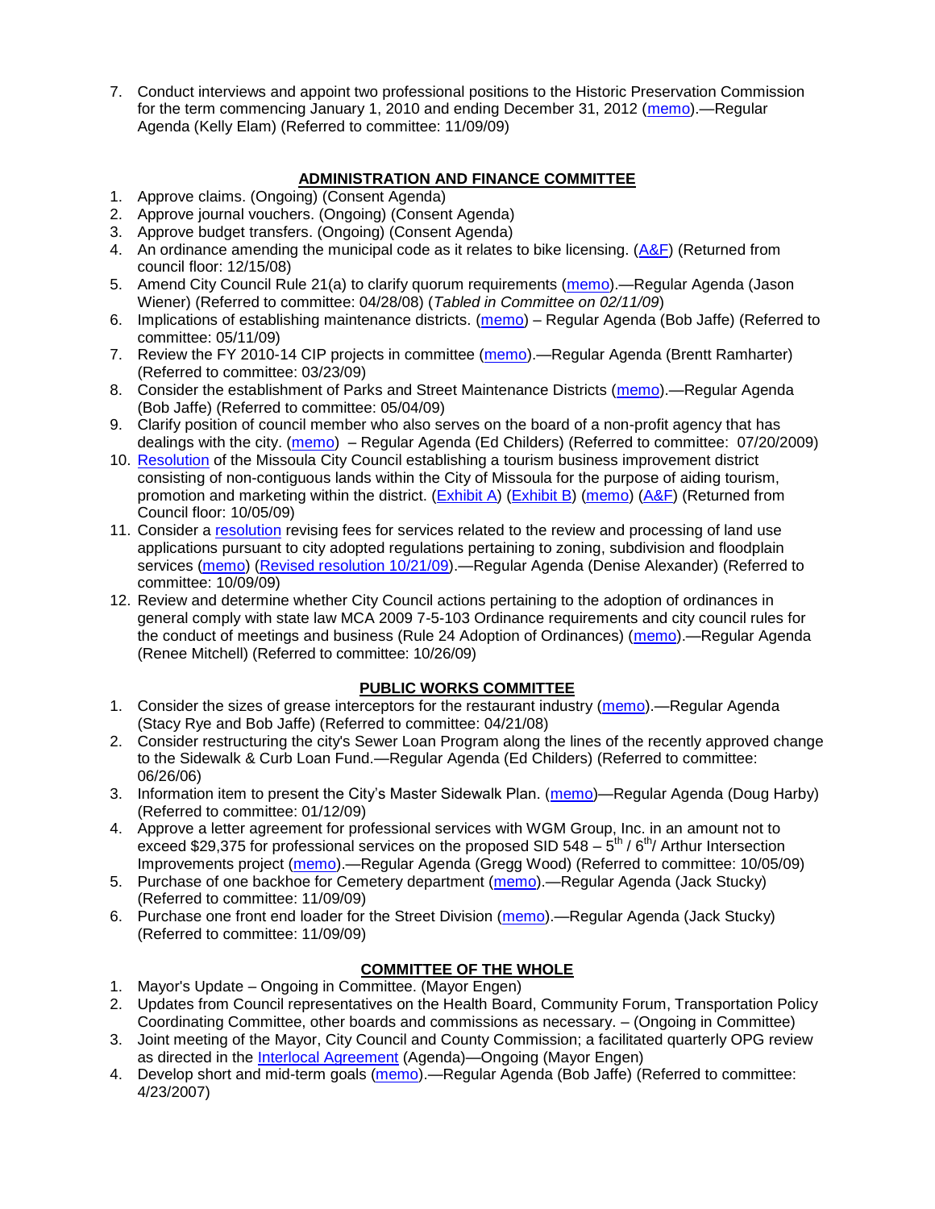7. Conduct interviews and appoint two professional positions to the Historic Preservation Commission for the term commencing January 1, 2010 and ending December 31, 2012 (memo).—Regular Agenda (Kelly Elam) (Referred to committee: 11/09/09)

## ADMINISTRATION AND FINANCE COMMITTEE

1. Approve claims. (Ongoing) (Consent Agenda)
2. Approve journal vouchers. (Ongoing) (Consent Agenda)
3. Approve budget transfers. (Ongoing) (Consent Agenda)
4. An ordinance amending the municipal code as it relates to bike licensing. (A&F) (Returned from council floor: 12/15/08)
5. Amend City Council Rule 21(a) to clarify quorum requirements (memo).—Regular Agenda (Jason Wiener) (Referred to committee: 04/28/08) (*Tabled in Committee on 02/11/09*)
6. Implications of establishing maintenance districts. (memo) – Regular Agenda (Bob Jaffe) (Referred to committee: 05/11/09)
7. Review the FY 2010-14 CIP projects in committee (memo).—Regular Agenda (Brentt Ramharter) (Referred to committee: 03/23/09)
8. Consider the establishment of Parks and Street Maintenance Districts (memo).—Regular Agenda (Bob Jaffe) (Referred to committee: 05/04/09)
9. Clarify position of council member who also serves on the board of a non-profit agency that has dealings with the city. (memo) – Regular Agenda (Ed Childers) (Referred to committee: 07/20/2009)
10. Resolution of the Missoula City Council establishing a tourism business improvement district consisting of non-contiguous lands within the City of Missoula for the purpose of aiding tourism, promotion and marketing within the district. (Exhibit A) (Exhibit B) (memo) (A&F) (Returned from Council floor: 10/05/09)
11. Consider a resolution revising fees for services related to the review and processing of land use applications pursuant to city adopted regulations pertaining to zoning, subdivision and floodplain services (memo) (Revised resolution 10/21/09).—Regular Agenda (Denise Alexander) (Referred to committee: 10/09/09)
12. Review and determine whether City Council actions pertaining to the adoption of ordinances in general comply with state law MCA 2009 7-5-103 Ordinance requirements and city council rules for the conduct of meetings and business (Rule 24 Adoption of Ordinances) (memo).—Regular Agenda (Renee Mitchell) (Referred to committee: 10/26/09)

## PUBLIC WORKS COMMITTEE

1. Consider the sizes of grease interceptors for the restaurant industry (memo).—Regular Agenda (Stacy Rye and Bob Jaffe) (Referred to committee: 04/21/08)
2. Consider restructuring the city's Sewer Loan Program along the lines of the recently approved change to the Sidewalk & Curb Loan Fund.—Regular Agenda (Ed Childers) (Referred to committee: 06/26/06)
3. Information item to present the City's Master Sidewalk Plan. (memo)—Regular Agenda (Doug Harby) (Referred to committee: 01/12/09)
4. Approve a letter agreement for professional services with WGM Group, Inc. in an amount not to exceed $29,375 for professional services on the proposed SID 548 – 5th / 6th/ Arthur Intersection Improvements project (memo).—Regular Agenda (Gregg Wood) (Referred to committee: 10/05/09)
5. Purchase of one backhoe for Cemetery department (memo).—Regular Agenda (Jack Stucky) (Referred to committee: 11/09/09)
6. Purchase one front end loader for the Street Division (memo).—Regular Agenda (Jack Stucky) (Referred to committee: 11/09/09)

## COMMITTEE OF THE WHOLE

1. Mayor's Update – Ongoing in Committee. (Mayor Engen)
2. Updates from Council representatives on the Health Board, Community Forum, Transportation Policy Coordinating Committee, other boards and commissions as necessary. – (Ongoing in Committee)
3. Joint meeting of the Mayor, City Council and County Commission; a facilitated quarterly OPG review as directed in the Interlocal Agreement (Agenda)—Ongoing (Mayor Engen)
4. Develop short and mid-term goals (memo).—Regular Agenda (Bob Jaffe) (Referred to committee: 4/23/2007)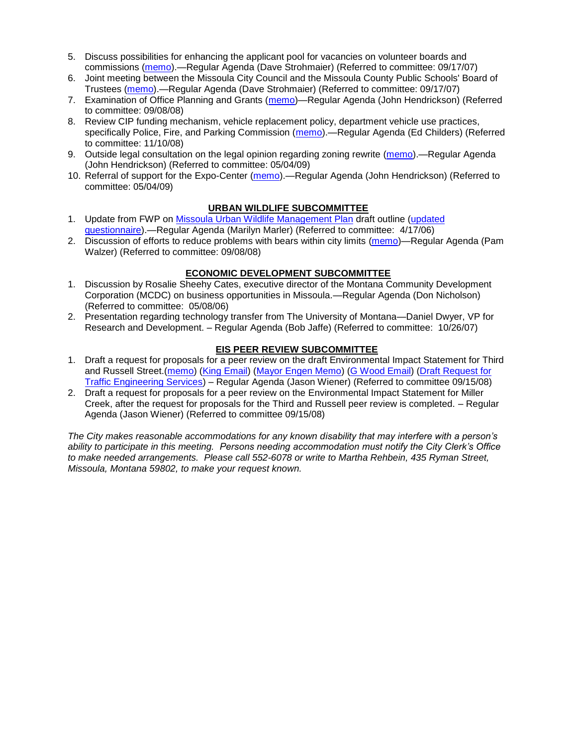5. Discuss possibilities for enhancing the applicant pool for vacancies on volunteer boards and commissions (memo).—Regular Agenda (Dave Strohmaier) (Referred to committee: 09/17/07)
6. Joint meeting between the Missoula City Council and the Missoula County Public Schools' Board of Trustees (memo).—Regular Agenda (Dave Strohmaier) (Referred to committee: 09/17/07)
7. Examination of Office Planning and Grants (memo)—Regular Agenda (John Hendrickson) (Referred to committee: 09/08/08)
8. Review CIP funding mechanism, vehicle replacement policy, department vehicle use practices, specifically Police, Fire, and Parking Commission (memo).—Regular Agenda (Ed Childers) (Referred to committee: 11/10/08)
9. Outside legal consultation on the legal opinion regarding zoning rewrite (memo).—Regular Agenda (John Hendrickson) (Referred to committee: 05/04/09)
10. Referral of support for the Expo-Center (memo).—Regular Agenda (John Hendrickson) (Referred to committee: 05/04/09)

## URBAN WILDLIFE SUBCOMMITTEE

1. Update from FWP on Missoula Urban Wildlife Management Plan draft outline (updated questionnaire).—Regular Agenda (Marilyn Marler) (Referred to committee: 4/17/06)
2. Discussion of efforts to reduce problems with bears within city limits (memo)—Regular Agenda (Pam Walzer) (Referred to committee: 09/08/08)

## ECONOMIC DEVELOPMENT SUBCOMMITTEE

1. Discussion by Rosalie Sheehy Cates, executive director of the Montana Community Development Corporation (MCDC) on business opportunities in Missoula.—Regular Agenda (Don Nicholson) (Referred to committee: 05/08/06)
2. Presentation regarding technology transfer from The University of Montana—Daniel Dwyer, VP for Research and Development. – Regular Agenda (Bob Jaffe) (Referred to committee: 10/26/07)

## EIS PEER REVIEW SUBCOMMITTEE

1. Draft a request for proposals for a peer review on the draft Environmental Impact Statement for Third and Russell Street.(memo) (King Email) (Mayor Engen Memo) (G Wood Email) (Draft Request for Traffic Engineering Services) – Regular Agenda (Jason Wiener) (Referred to committee 09/15/08)
2. Draft a request for proposals for a peer review on the Environmental Impact Statement for Miller Creek, after the request for proposals for the Third and Russell peer review is completed. – Regular Agenda (Jason Wiener) (Referred to committee 09/15/08)

*The City makes reasonable accommodations for any known disability that may interfere with a person's ability to participate in this meeting. Persons needing accommodation must notify the City Clerk's Office to make needed arrangements. Please call 552-6078 or write to Martha Rehbein, 435 Ryman Street, Missoula, Montana 59802, to make your request known.*